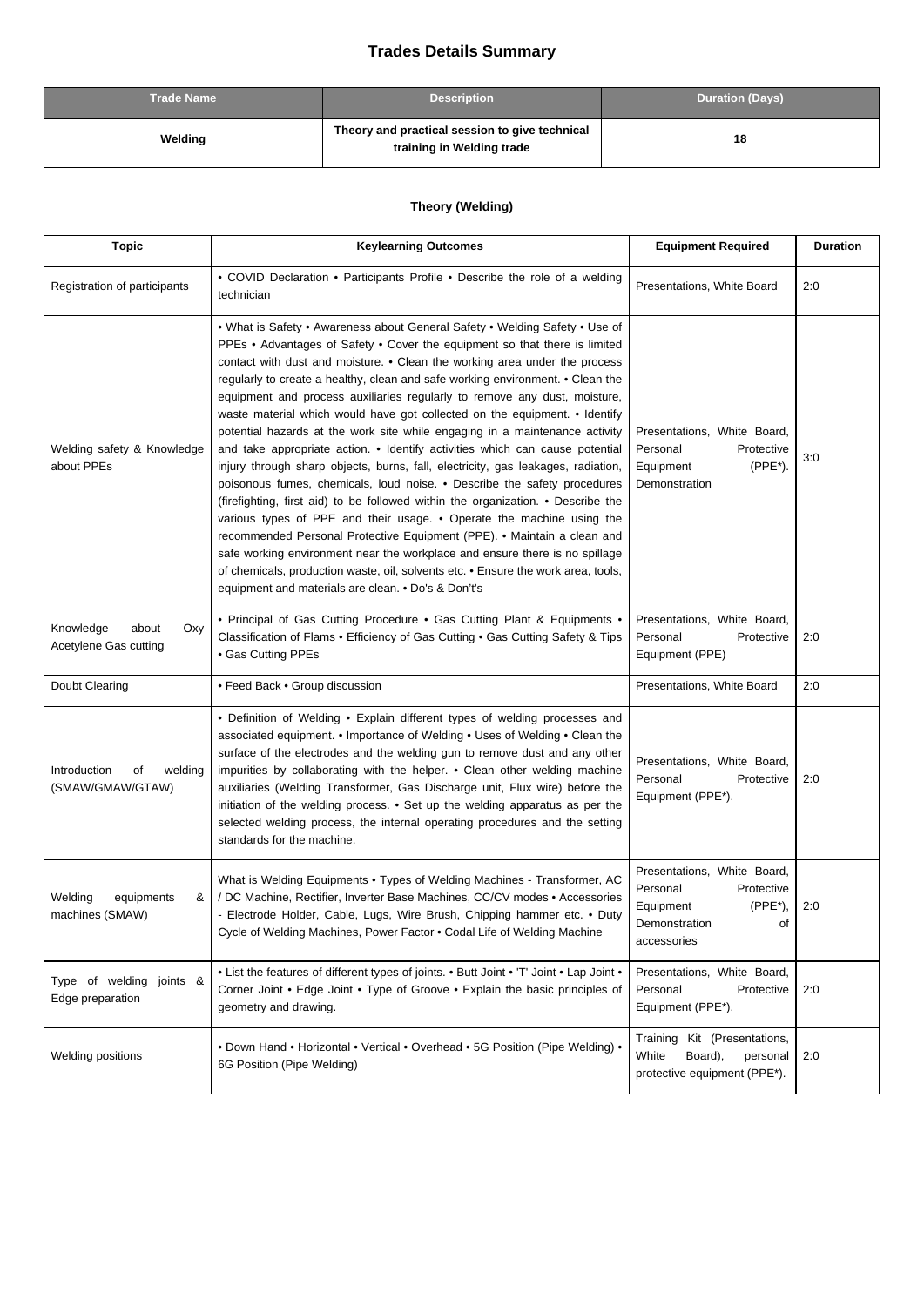# Trades Details Summary

| Trade Name | Description | Duration (Days) |
|---|---|---|
| **Welding** | **Theory and practical session to give technical training in Welding trade** | **18** |

### Theory (Welding)

| Topic | Keylearning Outcomes | Equipment Required | Duration |
|---|---|---|---|
| Registration of participants | • COVID Declaration • Participants Profile • Describe the role of a welding technician | Presentations, White Board | 2:0 |
| Welding safety & Knowledge about PPEs | • What is Safety • Awareness about General Safety • Welding Safety • Use of PPEs • Advantages of Safety • Cover the equipment so that there is limited contact with dust and moisture. • Clean the working area under the process regularly to create a healthy, clean and safe working environment. • Clean the equipment and process auxiliaries regularly to remove any dust, moisture, waste material which would have got collected on the equipment. • Identify potential hazards at the work site while engaging in a maintenance activity and take appropriate action. • Identify activities which can cause potential injury through sharp objects, burns, fall, electricity, gas leakages, radiation, poisonous fumes, chemicals, loud noise. • Describe the safety procedures (firefighting, first aid) to be followed within the organization. • Describe the various types of PPE and their usage. • Operate the machine using the recommended Personal Protective Equipment (PPE). • Maintain a clean and safe working environment near the workplace and ensure there is no spillage of chemicals, production waste, oil, solvents etc. • Ensure the work area, tools, equipment and materials are clean. • Do's & Don't's | Presentations, White Board, Personal Protective Equipment (PPE*). Demonstration | 3:0 |
| Knowledge about Oxy Acetylene Gas cutting | • Principal of Gas Cutting Procedure • Gas Cutting Plant & Equipments • Classification of Flams • Efficiency of Gas Cutting • Gas Cutting Safety & Tips • Gas Cutting PPEs | Presentations, White Board, Personal Protective Equipment (PPE) | 2:0 |
| Doubt Clearing | • Feed Back • Group discussion | Presentations, White Board | 2:0 |
| Introduction of welding (SMAW/GMAW/GTAW) | • Definition of Welding • Explain different types of welding processes and associated equipment. • Importance of Welding • Uses of Welding • Clean the surface of the electrodes and the welding gun to remove dust and any other impurities by collaborating with the helper. • Clean other welding machine auxiliaries (Welding Transformer, Gas Discharge unit, Flux wire) before the initiation of the welding process. • Set up the welding apparatus as per the selected welding process, the internal operating procedures and the setting standards for the machine. | Presentations, White Board, Personal Protective Equipment (PPE*). | 2:0 |
| Welding equipments & machines (SMAW) | What is Welding Equipments • Types of Welding Machines - Transformer, AC / DC Machine, Rectifier, Inverter Base Machines, CC/CV modes • Accessories - Electrode Holder, Cable, Lugs, Wire Brush, Chipping hammer etc. • Duty Cycle of Welding Machines, Power Factor • Codal Life of Welding Machine | Presentations, White Board, Personal Protective Equipment (PPE*), Demonstration of accessories | 2:0 |
| Type of welding joints & Edge preparation | • List the features of different types of joints. • Butt Joint • 'T' Joint • Lap Joint • Corner Joint • Edge Joint • Type of Groove • Explain the basic principles of geometry and drawing. | Presentations, White Board, Personal Protective Equipment (PPE*). | 2:0 |
| Welding positions | • Down Hand • Horizontal • Vertical • Overhead • 5G Position (Pipe Welding) • 6G Position (Pipe Welding) | Training Kit (Presentations, White Board), personal protective equipment (PPE*). | 2:0 |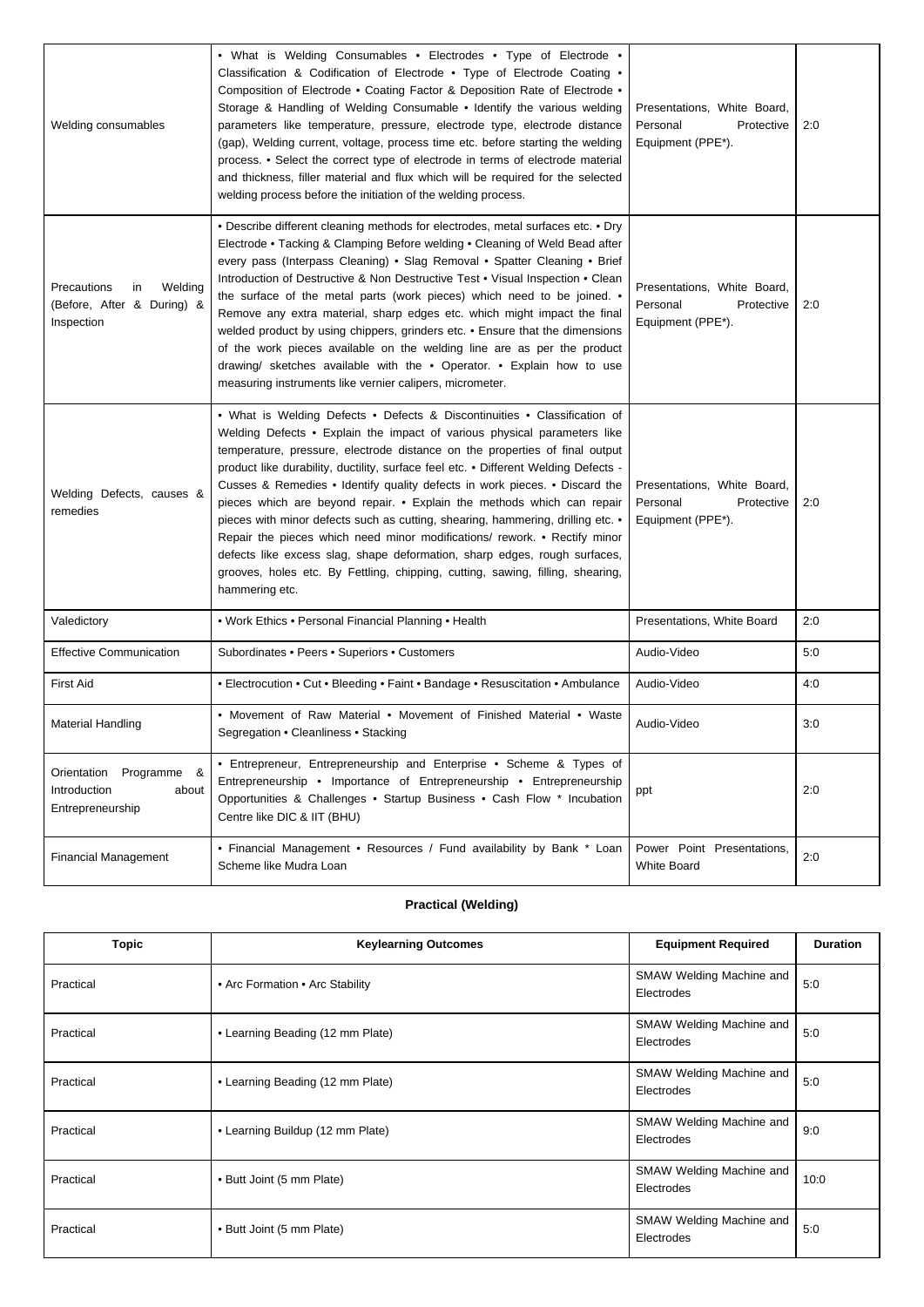| | | | |
|---|---|---|---|
| Welding consumables | • What is Welding Consumables • Electrodes • Type of Electrode • Classification & Codification of Electrode • Type of Electrode Coating • Composition of Electrode • Coating Factor & Deposition Rate of Electrode • Storage & Handling of Welding Consumable • Identify the various welding parameters like temperature, pressure, electrode type, electrode distance (gap), Welding current, voltage, process time etc. before starting the welding process. • Select the correct type of electrode in terms of electrode material and thickness, filler material and flux which will be required for the selected welding process before the initiation of the welding process. | Presentations, White Board, Personal Protective Equipment (PPE*). | 2:0 |
| Precautions in Welding (Before, After & During) & Inspection | • Describe different cleaning methods for electrodes, metal surfaces etc. • Dry Electrode • Tacking & Clamping Before welding • Cleaning of Weld Bead after every pass (Interpass Cleaning) • Slag Removal • Spatter Cleaning • Brief Introduction of Destructive & Non Destructive Test • Visual Inspection • Clean the surface of the metal parts (work pieces) which need to be joined. • Remove any extra material, sharp edges etc. which might impact the final welded product by using chippers, grinders etc. • Ensure that the dimensions of the work pieces available on the welding line are as per the product drawing/ sketches available with the • Operator. • Explain how to use measuring instruments like vernier calipers, micrometer. | Presentations, White Board, Personal Protective Equipment (PPE*). | 2:0 |
| Welding Defects, causes & remedies | • What is Welding Defects • Defects & Discontinuities • Classification of Welding Defects • Explain the impact of various physical parameters like temperature, pressure, electrode distance on the properties of final output product like durability, ductility, surface feel etc. • Different Welding Defects - Cusses & Remedies • Identify quality defects in work pieces. • Discard the pieces which are beyond repair. • Explain the methods which can repair pieces with minor defects such as cutting, shearing, hammering, drilling etc. • Repair the pieces which need minor modifications/ rework. • Rectify minor defects like excess slag, shape deformation, sharp edges, rough surfaces, grooves, holes etc. By Fettling, chipping, cutting, sawing, filling, shearing, hammering etc. | Presentations, White Board, Personal Protective Equipment (PPE*). | 2:0 |
| Valedictory | • Work Ethics • Personal Financial Planning • Health | Presentations, White Board | 2:0 |
| Effective Communication | Subordinates • Peers • Superiors • Customers | Audio-Video | 5:0 |
| First Aid | • Electrocution • Cut • Bleeding • Faint • Bandage • Resuscitation • Ambulance | Audio-Video | 4:0 |
| Material Handling | • Movement of Raw Material • Movement of Finished Material • Waste Segregation • Cleanliness • Stacking | Audio-Video | 3:0 |
| Orientation Programme & Introduction about Entrepreneurship | • Entrepreneur, Entrepreneurship and Enterprise • Scheme & Types of Entrepreneurship • Importance of Entrepreneurship • Entrepreneurship Opportunities & Challenges • Startup Business • Cash Flow * Incubation Centre like DIC & IIT (BHU) | ppt | 2:0 |
| Financial Management | • Financial Management • Resources / Fund availability by Bank * Loan Scheme like Mudra Loan | Power Point Presentations, White Board | 2:0 |

**Practical (Welding)**

| Topic | Keylearning Outcomes | Equipment Required | Duration |
|---|---|---|---|
| Practical | • Arc Formation • Arc Stability | SMAW Welding Machine and Electrodes | 5:0 |
| Practical | • Learning Beading (12 mm Plate) | SMAW Welding Machine and Electrodes | 5:0 |
| Practical | • Learning Beading (12 mm Plate) | SMAW Welding Machine and Electrodes | 5:0 |
| Practical | • Learning Buildup (12 mm Plate) | SMAW Welding Machine and Electrodes | 9:0 |
| Practical | • Butt Joint (5 mm Plate) | SMAW Welding Machine and Electrodes | 10:0 |
| Practical | • Butt Joint (5 mm Plate) | SMAW Welding Machine and Electrodes | 5:0 |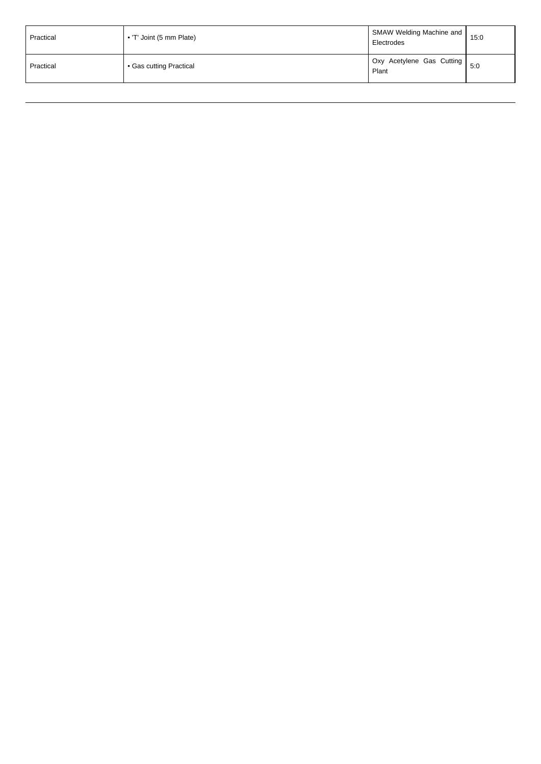| | | | |
|---|---|---|---|
| Practical | • 'T' Joint (5 mm Plate) | SMAW Welding Machine and Electrodes | 15:0 |
| Practical | • Gas cutting Practical | Oxy Acetylene Gas Cutting Plant | 5:0 |